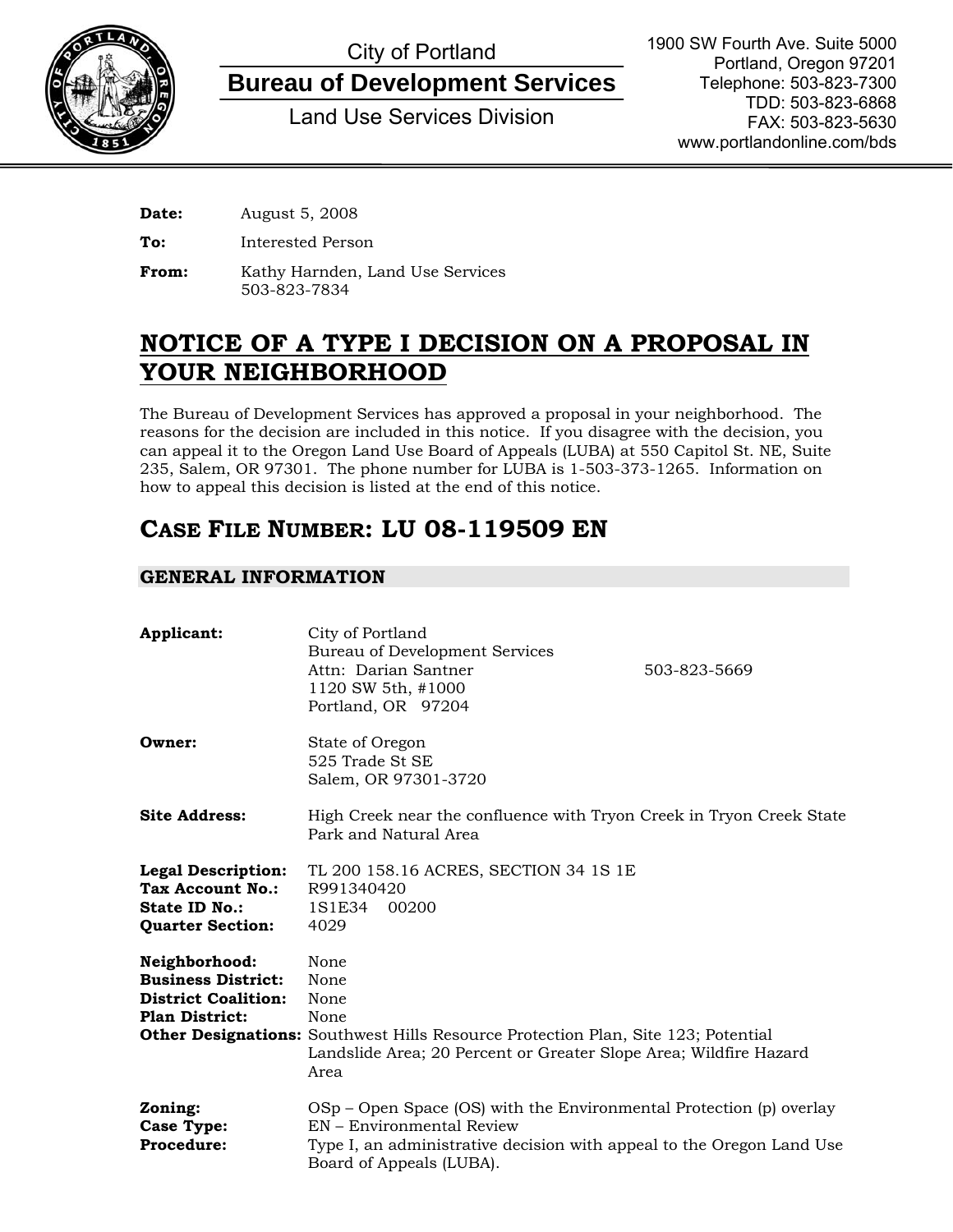City of Portland

**Bureau of Development Services**

Land Use Services Division

1900 SW Fourth Ave. Suite 5000
Portland, Oregon 97201
Telephone: 503-823-7300
TDD: 503-823-6868
FAX: 503-823-5630
www.portlandonline.com/bds

**Date:** August 5, 2008

**To:** Interested Person

**From:** Kathy Harnden, Land Use Services
503-823-7834

# NOTICE OF A TYPE I DECISION ON A PROPOSAL IN YOUR NEIGHBORHOOD

The Bureau of Development Services has approved a proposal in your neighborhood. The reasons for the decision are included in this notice. If you disagree with the decision, you can appeal it to the Oregon Land Use Board of Appeals (LUBA) at 550 Capitol St. NE, Suite 235, Salem, OR 97301. The phone number for LUBA is 1-503-373-1265. Information on how to appeal this decision is listed at the end of this notice.

## CASE FILE NUMBER: LU 08-119509 EN

### GENERAL INFORMATION

**Applicant:** City of Portland
Bureau of Development Services
Attn: Darian Santner 503-823-5669
1120 SW 5th, #1000
Portland, OR 97204

**Owner:** State of Oregon
525 Trade St SE
Salem, OR 97301-3720

**Site Address:** High Creek near the confluence with Tryon Creek in Tryon Creek State Park and Natural Area

**Legal Description:** TL 200 158.16 ACRES, SECTION 34 1S 1E
**Tax Account No.:** R991340420
**State ID No.:** 1S1E34 00200
**Quarter Section:** 4029

**Neighborhood:** None
**Business District:** None
**District Coalition:** None
**Plan District:** None
**Other Designations:** Southwest Hills Resource Protection Plan, Site 123; Potential Landslide Area; 20 Percent or Greater Slope Area; Wildfire Hazard Area

**Zoning:** OSp – Open Space (OS) with the Environmental Protection (p) overlay
**Case Type:** EN – Environmental Review
**Procedure:** Type I, an administrative decision with appeal to the Oregon Land Use Board of Appeals (LUBA).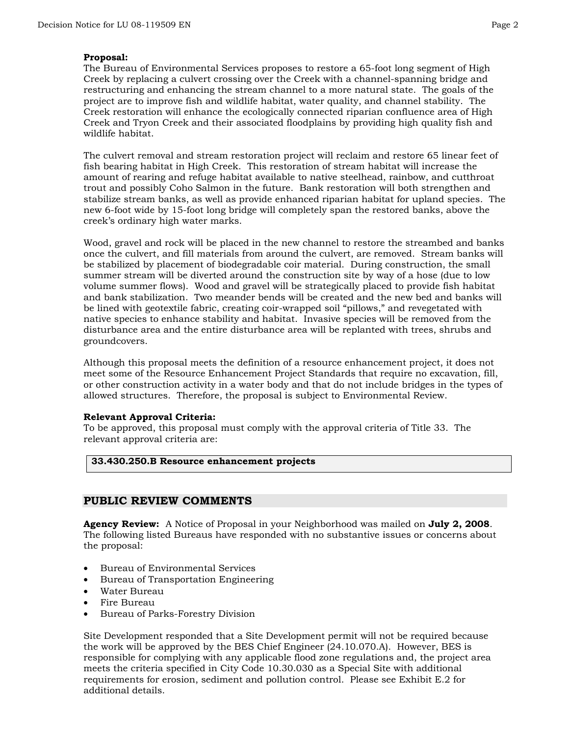**Proposal:**
The Bureau of Environmental Services proposes to restore a 65-foot long segment of High Creek by replacing a culvert crossing over the Creek with a channel-spanning bridge and restructuring and enhancing the stream channel to a more natural state. The goals of the project are to improve fish and wildlife habitat, water quality, and channel stability. The Creek restoration will enhance the ecologically connected riparian confluence area of High Creek and Tryon Creek and their associated floodplains by providing high quality fish and wildlife habitat.

The culvert removal and stream restoration project will reclaim and restore 65 linear feet of fish bearing habitat in High Creek. This restoration of stream habitat will increase the amount of rearing and refuge habitat available to native steelhead, rainbow, and cutthroat trout and possibly Coho Salmon in the future. Bank restoration will both strengthen and stabilize stream banks, as well as provide enhanced riparian habitat for upland species. The new 6-foot wide by 15-foot long bridge will completely span the restored banks, above the creek's ordinary high water marks.

Wood, gravel and rock will be placed in the new channel to restore the streambed and banks once the culvert, and fill materials from around the culvert, are removed. Stream banks will be stabilized by placement of biodegradable coir material. During construction, the small summer stream will be diverted around the construction site by way of a hose (due to low volume summer flows). Wood and gravel will be strategically placed to provide fish habitat and bank stabilization. Two meander bends will be created and the new bed and banks will be lined with geotextile fabric, creating coir-wrapped soil "pillows," and revegetated with native species to enhance stability and habitat. Invasive species will be removed from the disturbance area and the entire disturbance area will be replanted with trees, shrubs and groundcovers.

Although this proposal meets the definition of a resource enhancement project, it does not meet some of the Resource Enhancement Project Standards that require no excavation, fill, or other construction activity in a water body and that do not include bridges in the types of allowed structures. Therefore, the proposal is subject to Environmental Review.

**Relevant Approval Criteria:**
To be approved, this proposal must comply with the approval criteria of Title 33. The relevant approval criteria are:

| **33.430.250.B Resource enhancement projects** |
|---|

## PUBLIC REVIEW COMMENTS

**Agency Review:** A Notice of Proposal in your Neighborhood was mailed on **July 2, 2008**. The following listed Bureaus have responded with no substantive issues or concerns about the proposal:

- Bureau of Environmental Services
- Bureau of Transportation Engineering
- Water Bureau
- Fire Bureau
- Bureau of Parks-Forestry Division

Site Development responded that a Site Development permit will not be required because the work will be approved by the BES Chief Engineer (24.10.070.A). However, BES is responsible for complying with any applicable flood zone regulations and, the project area meets the criteria specified in City Code 10.30.030 as a Special Site with additional requirements for erosion, sediment and pollution control. Please see Exhibit E.2 for additional details.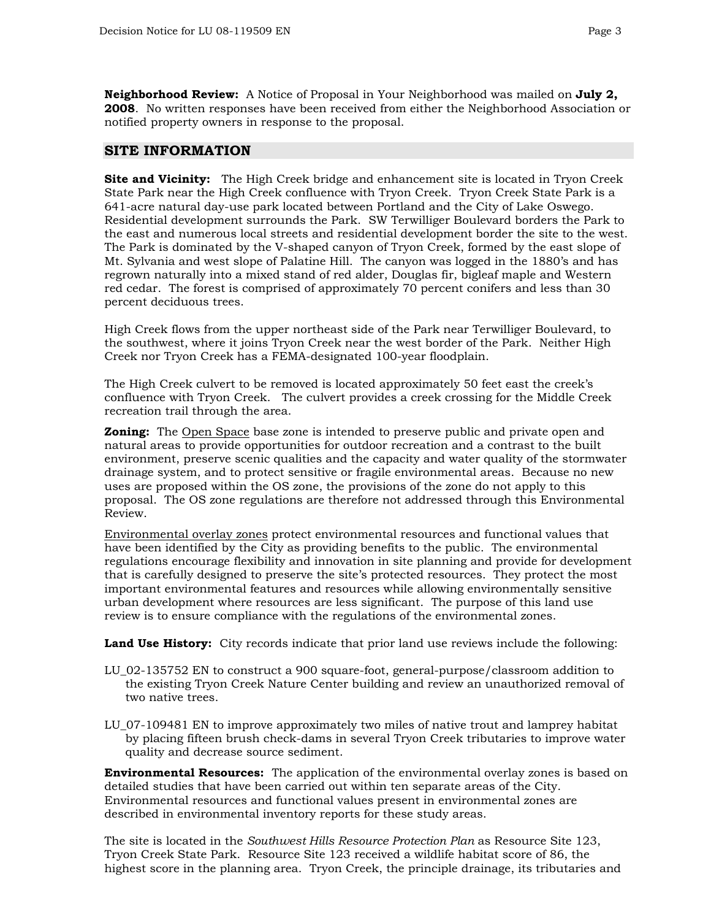**Neighborhood Review:** A Notice of Proposal in Your Neighborhood was mailed on **July 2, 2008**. No written responses have been received from either the Neighborhood Association or notified property owners in response to the proposal.

## SITE INFORMATION

**Site and Vicinity:** The High Creek bridge and enhancement site is located in Tryon Creek State Park near the High Creek confluence with Tryon Creek. Tryon Creek State Park is a 641-acre natural day-use park located between Portland and the City of Lake Oswego. Residential development surrounds the Park. SW Terwilliger Boulevard borders the Park to the east and numerous local streets and residential development border the site to the west. The Park is dominated by the V-shaped canyon of Tryon Creek, formed by the east slope of Mt. Sylvania and west slope of Palatine Hill. The canyon was logged in the 1880's and has regrown naturally into a mixed stand of red alder, Douglas fir, bigleaf maple and Western red cedar. The forest is comprised of approximately 70 percent conifers and less than 30 percent deciduous trees.

High Creek flows from the upper northeast side of the Park near Terwilliger Boulevard, to the southwest, where it joins Tryon Creek near the west border of the Park. Neither High Creek nor Tryon Creek has a FEMA-designated 100-year floodplain.

The High Creek culvert to be removed is located approximately 50 feet east the creek's confluence with Tryon Creek. The culvert provides a creek crossing for the Middle Creek recreation trail through the area.

**Zoning:** The Open Space base zone is intended to preserve public and private open and natural areas to provide opportunities for outdoor recreation and a contrast to the built environment, preserve scenic qualities and the capacity and water quality of the stormwater drainage system, and to protect sensitive or fragile environmental areas. Because no new uses are proposed within the OS zone, the provisions of the zone do not apply to this proposal. The OS zone regulations are therefore not addressed through this Environmental Review.

Environmental overlay zones protect environmental resources and functional values that have been identified by the City as providing benefits to the public. The environmental regulations encourage flexibility and innovation in site planning and provide for development that is carefully designed to preserve the site's protected resources. They protect the most important environmental features and resources while allowing environmentally sensitive urban development where resources are less significant. The purpose of this land use review is to ensure compliance with the regulations of the environmental zones.

**Land Use History:** City records indicate that prior land use reviews include the following:

LU_02-135752 EN to construct a 900 square-foot, general-purpose/classroom addition to the existing Tryon Creek Nature Center building and review an unauthorized removal of two native trees.

LU_07-109481 EN to improve approximately two miles of native trout and lamprey habitat by placing fifteen brush check-dams in several Tryon Creek tributaries to improve water quality and decrease source sediment.

**Environmental Resources:** The application of the environmental overlay zones is based on detailed studies that have been carried out within ten separate areas of the City. Environmental resources and functional values present in environmental zones are described in environmental inventory reports for these study areas.

The site is located in the *Southwest Hills Resource Protection Plan* as Resource Site 123, Tryon Creek State Park. Resource Site 123 received a wildlife habitat score of 86, the highest score in the planning area. Tryon Creek, the principle drainage, its tributaries and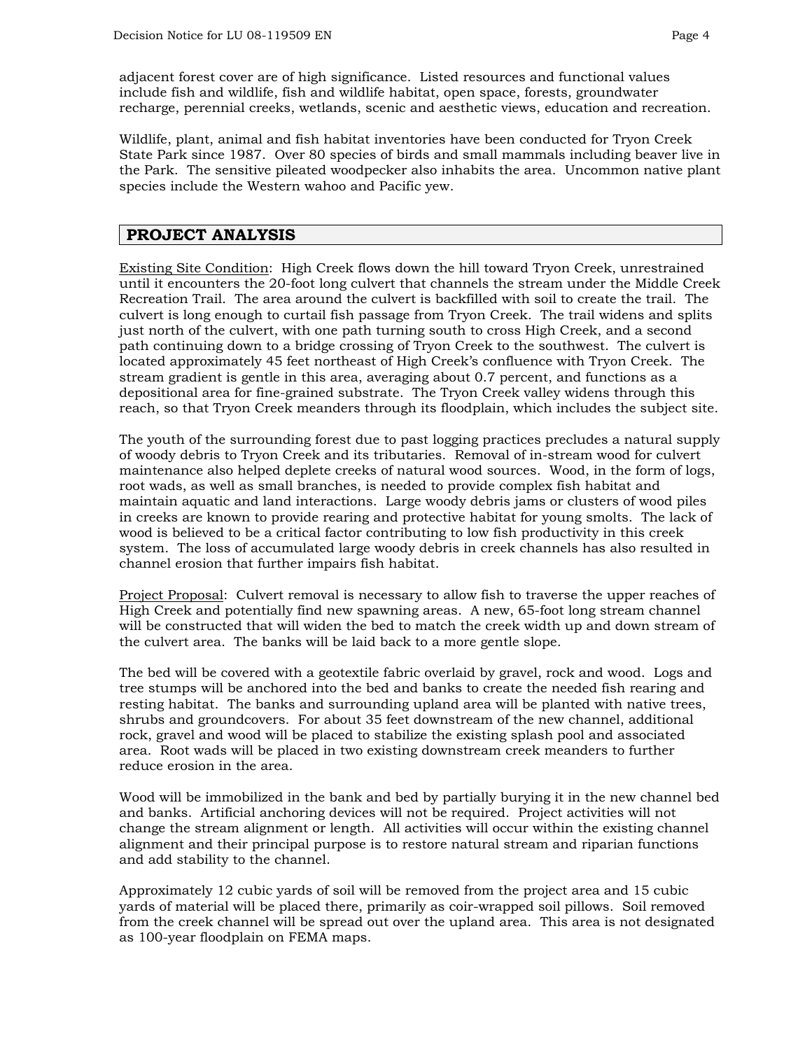adjacent forest cover are of high significance. Listed resources and functional values include fish and wildlife, fish and wildlife habitat, open space, forests, groundwater recharge, perennial creeks, wetlands, scenic and aesthetic views, education and recreation.

Wildlife, plant, animal and fish habitat inventories have been conducted for Tryon Creek State Park since 1987. Over 80 species of birds and small mammals including beaver live in the Park. The sensitive pileated woodpecker also inhabits the area. Uncommon native plant species include the Western wahoo and Pacific yew.

## PROJECT ANALYSIS

Existing Site Condition: High Creek flows down the hill toward Tryon Creek, unrestrained until it encounters the 20-foot long culvert that channels the stream under the Middle Creek Recreation Trail. The area around the culvert is backfilled with soil to create the trail. The culvert is long enough to curtail fish passage from Tryon Creek. The trail widens and splits just north of the culvert, with one path turning south to cross High Creek, and a second path continuing down to a bridge crossing of Tryon Creek to the southwest. The culvert is located approximately 45 feet northeast of High Creek's confluence with Tryon Creek. The stream gradient is gentle in this area, averaging about 0.7 percent, and functions as a depositional area for fine-grained substrate. The Tryon Creek valley widens through this reach, so that Tryon Creek meanders through its floodplain, which includes the subject site.

The youth of the surrounding forest due to past logging practices precludes a natural supply of woody debris to Tryon Creek and its tributaries. Removal of in-stream wood for culvert maintenance also helped deplete creeks of natural wood sources. Wood, in the form of logs, root wads, as well as small branches, is needed to provide complex fish habitat and maintain aquatic and land interactions. Large woody debris jams or clusters of wood piles in creeks are known to provide rearing and protective habitat for young smolts. The lack of wood is believed to be a critical factor contributing to low fish productivity in this creek system. The loss of accumulated large woody debris in creek channels has also resulted in channel erosion that further impairs fish habitat.

Project Proposal: Culvert removal is necessary to allow fish to traverse the upper reaches of High Creek and potentially find new spawning areas. A new, 65-foot long stream channel will be constructed that will widen the bed to match the creek width up and down stream of the culvert area. The banks will be laid back to a more gentle slope.

The bed will be covered with a geotextile fabric overlaid by gravel, rock and wood. Logs and tree stumps will be anchored into the bed and banks to create the needed fish rearing and resting habitat. The banks and surrounding upland area will be planted with native trees, shrubs and groundcovers. For about 35 feet downstream of the new channel, additional rock, gravel and wood will be placed to stabilize the existing splash pool and associated area. Root wads will be placed in two existing downstream creek meanders to further reduce erosion in the area.

Wood will be immobilized in the bank and bed by partially burying it in the new channel bed and banks. Artificial anchoring devices will not be required. Project activities will not change the stream alignment or length. All activities will occur within the existing channel alignment and their principal purpose is to restore natural stream and riparian functions and add stability to the channel.

Approximately 12 cubic yards of soil will be removed from the project area and 15 cubic yards of material will be placed there, primarily as coir-wrapped soil pillows. Soil removed from the creek channel will be spread out over the upland area. This area is not designated as 100-year floodplain on FEMA maps.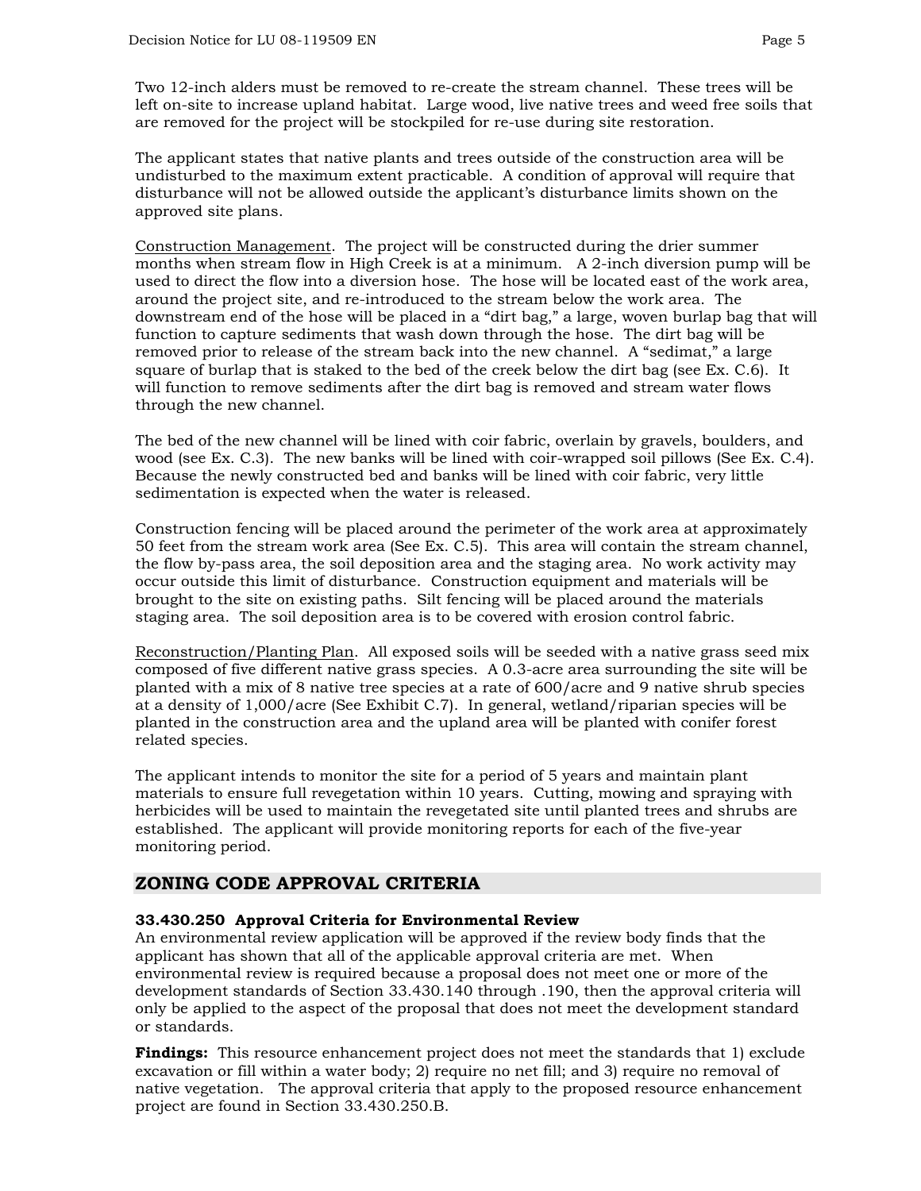Two 12-inch alders must be removed to re-create the stream channel. These trees will be left on-site to increase upland habitat. Large wood, live native trees and weed free soils that are removed for the project will be stockpiled for re-use during site restoration.

The applicant states that native plants and trees outside of the construction area will be undisturbed to the maximum extent practicable. A condition of approval will require that disturbance will not be allowed outside the applicant's disturbance limits shown on the approved site plans.

Construction Management. The project will be constructed during the drier summer months when stream flow in High Creek is at a minimum. A 2-inch diversion pump will be used to direct the flow into a diversion hose. The hose will be located east of the work area, around the project site, and re-introduced to the stream below the work area. The downstream end of the hose will be placed in a "dirt bag," a large, woven burlap bag that will function to capture sediments that wash down through the hose. The dirt bag will be removed prior to release of the stream back into the new channel. A "sedimat," a large square of burlap that is staked to the bed of the creek below the dirt bag (see Ex. C.6). It will function to remove sediments after the dirt bag is removed and stream water flows through the new channel.

The bed of the new channel will be lined with coir fabric, overlain by gravels, boulders, and wood (see Ex. C.3). The new banks will be lined with coir-wrapped soil pillows (See Ex. C.4). Because the newly constructed bed and banks will be lined with coir fabric, very little sedimentation is expected when the water is released.

Construction fencing will be placed around the perimeter of the work area at approximately 50 feet from the stream work area (See Ex. C.5). This area will contain the stream channel, the flow by-pass area, the soil deposition area and the staging area. No work activity may occur outside this limit of disturbance. Construction equipment and materials will be brought to the site on existing paths. Silt fencing will be placed around the materials staging area. The soil deposition area is to be covered with erosion control fabric.

Reconstruction/Planting Plan. All exposed soils will be seeded with a native grass seed mix composed of five different native grass species. A 0.3-acre area surrounding the site will be planted with a mix of 8 native tree species at a rate of 600/acre and 9 native shrub species at a density of 1,000/acre (See Exhibit C.7). In general, wetland/riparian species will be planted in the construction area and the upland area will be planted with conifer forest related species.

The applicant intends to monitor the site for a period of 5 years and maintain plant materials to ensure full revegetation within 10 years. Cutting, mowing and spraying with herbicides will be used to maintain the revegetated site until planted trees and shrubs are established. The applicant will provide monitoring reports for each of the five-year monitoring period.

## ZONING CODE APPROVAL CRITERIA

**33.430.250 Approval Criteria for Environmental Review**

An environmental review application will be approved if the review body finds that the applicant has shown that all of the applicable approval criteria are met. When environmental review is required because a proposal does not meet one or more of the development standards of Section 33.430.140 through .190, then the approval criteria will only be applied to the aspect of the proposal that does not meet the development standard or standards.

**Findings:** This resource enhancement project does not meet the standards that 1) exclude excavation or fill within a water body; 2) require no net fill; and 3) require no removal of native vegetation. The approval criteria that apply to the proposed resource enhancement project are found in Section 33.430.250.B.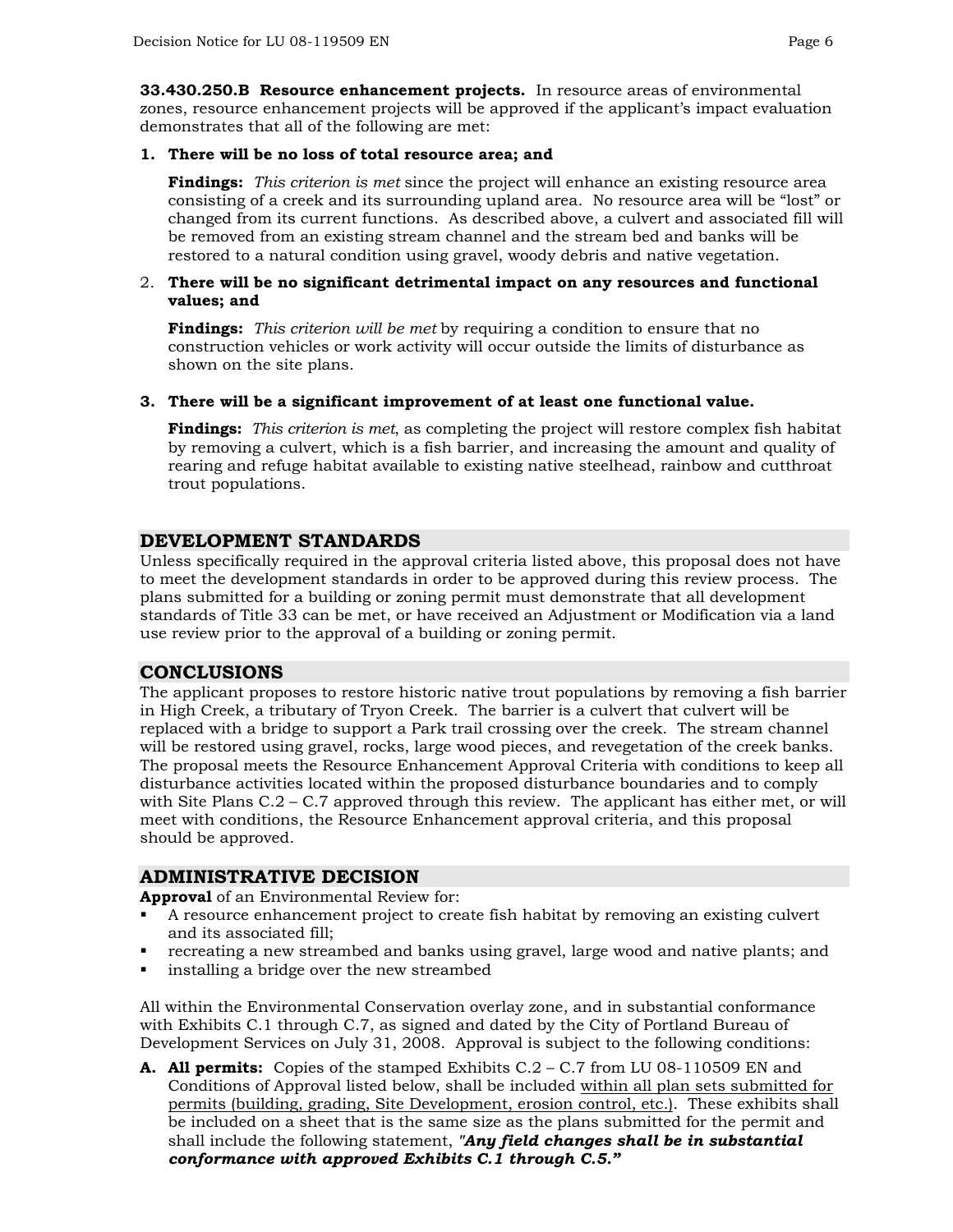**33.430.250.B Resource enhancement projects.** In resource areas of environmental zones, resource enhancement projects will be approved if the applicant's impact evaluation demonstrates that all of the following are met:

1. **There will be no loss of total resource area; and**

   **Findings:** *This criterion is met* since the project will enhance an existing resource area consisting of a creek and its surrounding upland area. No resource area will be "lost" or changed from its current functions. As described above, a culvert and associated fill will be removed from an existing stream channel and the stream bed and banks will be restored to a natural condition using gravel, woody debris and native vegetation.

2. **There will be no significant detrimental impact on any resources and functional values; and**

   **Findings:** *This criterion will be met* by requiring a condition to ensure that no construction vehicles or work activity will occur outside the limits of disturbance as shown on the site plans.

3. **There will be a significant improvement of at least one functional value.**

   **Findings:** *This criterion is met*, as completing the project will restore complex fish habitat by removing a culvert, which is a fish barrier, and increasing the amount and quality of rearing and refuge habitat available to existing native steelhead, rainbow and cutthroat trout populations.

## DEVELOPMENT STANDARDS

Unless specifically required in the approval criteria listed above, this proposal does not have to meet the development standards in order to be approved during this review process. The plans submitted for a building or zoning permit must demonstrate that all development standards of Title 33 can be met, or have received an Adjustment or Modification via a land use review prior to the approval of a building or zoning permit.

## CONCLUSIONS

The applicant proposes to restore historic native trout populations by removing a fish barrier in High Creek, a tributary of Tryon Creek. The barrier is a culvert that culvert will be replaced with a bridge to support a Park trail crossing over the creek. The stream channel will be restored using gravel, rocks, large wood pieces, and revegetation of the creek banks. The proposal meets the Resource Enhancement Approval Criteria with conditions to keep all disturbance activities located within the proposed disturbance boundaries and to comply with Site Plans C.2 – C.7 approved through this review. The applicant has either met, or will meet with conditions, the Resource Enhancement approval criteria, and this proposal should be approved.

## ADMINISTRATIVE DECISION

**Approval** of an Environmental Review for:

- A resource enhancement project to create fish habitat by removing an existing culvert and its associated fill;
- recreating a new streambed and banks using gravel, large wood and native plants; and
- installing a bridge over the new streambed

All within the Environmental Conservation overlay zone, and in substantial conformance with Exhibits C.1 through C.7, as signed and dated by the City of Portland Bureau of Development Services on July 31, 2008. Approval is subject to the following conditions:

**A. All permits:** Copies of the stamped Exhibits C.2 – C.7 from LU 08-110509 EN and Conditions of Approval listed below, shall be included <u>within all plan sets submitted for permits (building, grading, Site Development, erosion control, etc.)</u>. These exhibits shall be included on a sheet that is the same size as the plans submitted for the permit and shall include the following statement, ***"Any field changes shall be in substantial conformance with approved Exhibits C.1 through C.5."***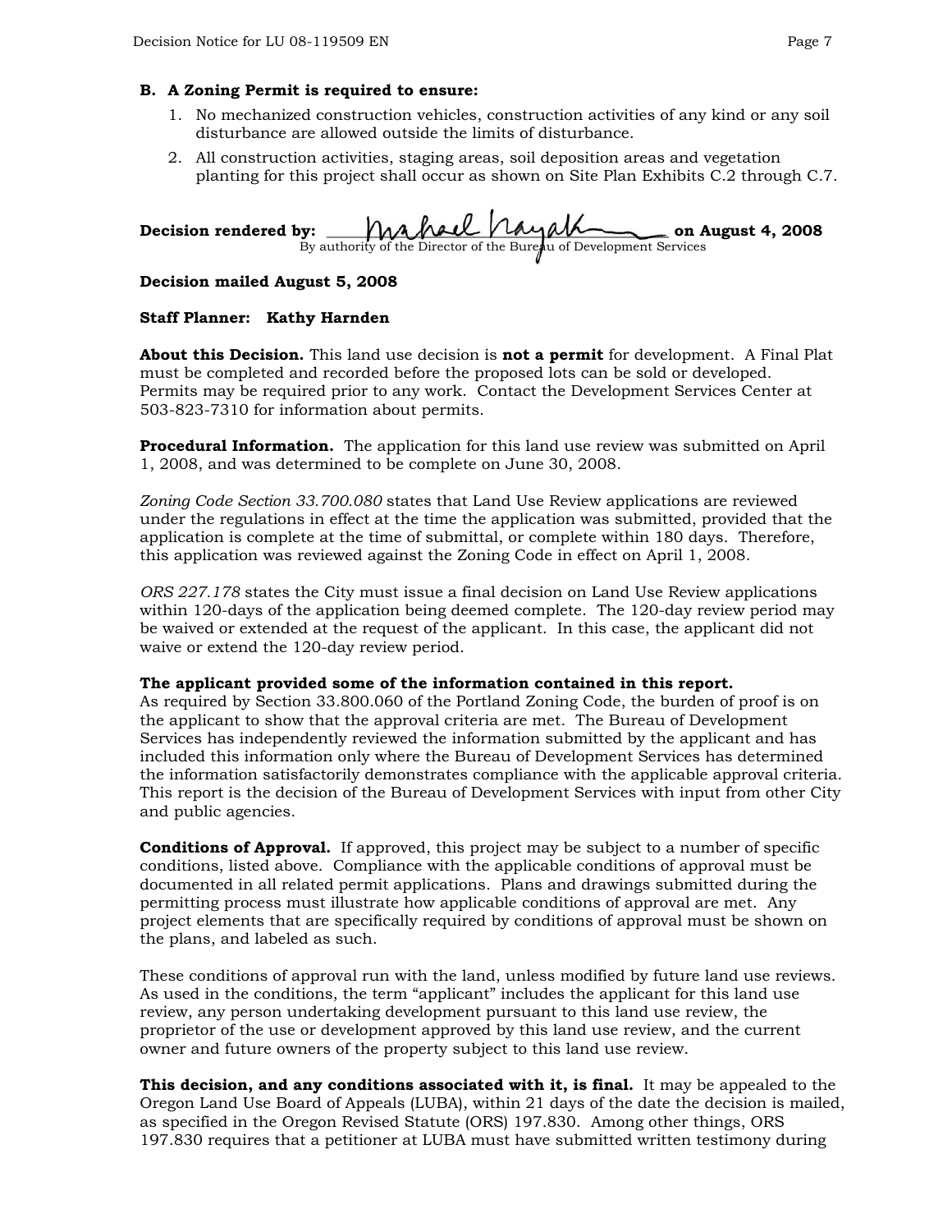**B. A Zoning Permit is required to ensure:**

1. No mechanized construction vehicles, construction activities of any kind or any soil disturbance are allowed outside the limits of disturbance.
2. All construction activities, staging areas, soil deposition areas and vegetation planting for this project shall occur as shown on Site Plan Exhibits C.2 through C.7.

**Decision rendered by:** Michael Hayakawa **on August 4, 2008**
By authority of the Director of the Bureau of Development Services

**Decision mailed August 5, 2008**

**Staff Planner: Kathy Harnden**

**About this Decision.** This land use decision is **not a permit** for development. A Final Plat must be completed and recorded before the proposed lots can be sold or developed. Permits may be required prior to any work. Contact the Development Services Center at 503-823-7310 for information about permits.

**Procedural Information.** The application for this land use review was submitted on April 1, 2008, and was determined to be complete on June 30, 2008.

*Zoning Code Section 33.700.080* states that Land Use Review applications are reviewed under the regulations in effect at the time the application was submitted, provided that the application is complete at the time of submittal, or complete within 180 days. Therefore, this application was reviewed against the Zoning Code in effect on April 1, 2008.

*ORS 227.178* states the City must issue a final decision on Land Use Review applications within 120-days of the application being deemed complete. The 120-day review period may be waived or extended at the request of the applicant. In this case, the applicant did not waive or extend the 120-day review period.

**The applicant provided some of the information contained in this report.**
As required by Section 33.800.060 of the Portland Zoning Code, the burden of proof is on the applicant to show that the approval criteria are met. The Bureau of Development Services has independently reviewed the information submitted by the applicant and has included this information only where the Bureau of Development Services has determined the information satisfactorily demonstrates compliance with the applicable approval criteria. This report is the decision of the Bureau of Development Services with input from other City and public agencies.

**Conditions of Approval.** If approved, this project may be subject to a number of specific conditions, listed above. Compliance with the applicable conditions of approval must be documented in all related permit applications. Plans and drawings submitted during the permitting process must illustrate how applicable conditions of approval are met. Any project elements that are specifically required by conditions of approval must be shown on the plans, and labeled as such.

These conditions of approval run with the land, unless modified by future land use reviews. As used in the conditions, the term "applicant" includes the applicant for this land use review, any person undertaking development pursuant to this land use review, the proprietor of the use or development approved by this land use review, and the current owner and future owners of the property subject to this land use review.

**This decision, and any conditions associated with it, is final.** It may be appealed to the Oregon Land Use Board of Appeals (LUBA), within 21 days of the date the decision is mailed, as specified in the Oregon Revised Statute (ORS) 197.830. Among other things, ORS 197.830 requires that a petitioner at LUBA must have submitted written testimony during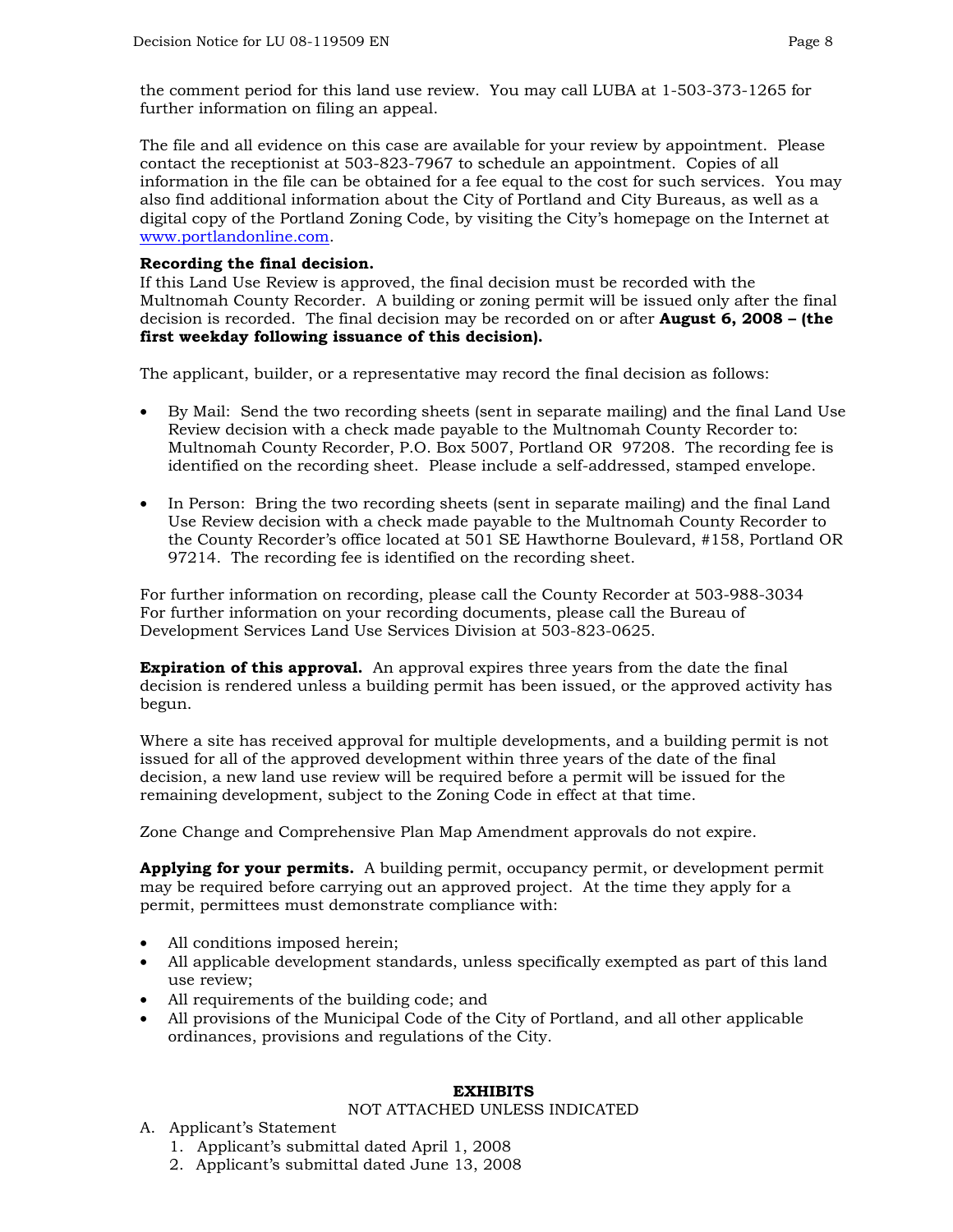the comment period for this land use review. You may call LUBA at 1-503-373-1265 for further information on filing an appeal.

The file and all evidence on this case are available for your review by appointment. Please contact the receptionist at 503-823-7967 to schedule an appointment. Copies of all information in the file can be obtained for a fee equal to the cost for such services. You may also find additional information about the City of Portland and City Bureaus, as well as a digital copy of the Portland Zoning Code, by visiting the City's homepage on the Internet at www.portlandonline.com.

**Recording the final decision.**
If this Land Use Review is approved, the final decision must be recorded with the Multnomah County Recorder. A building or zoning permit will be issued only after the final decision is recorded. The final decision may be recorded on or after **August 6, 2008 – (the first weekday following issuance of this decision).**

The applicant, builder, or a representative may record the final decision as follows:

- By Mail: Send the two recording sheets (sent in separate mailing) and the final Land Use Review decision with a check made payable to the Multnomah County Recorder to: Multnomah County Recorder, P.O. Box 5007, Portland OR 97208. The recording fee is identified on the recording sheet. Please include a self-addressed, stamped envelope.

- In Person: Bring the two recording sheets (sent in separate mailing) and the final Land Use Review decision with a check made payable to the Multnomah County Recorder to the County Recorder's office located at 501 SE Hawthorne Boulevard, #158, Portland OR 97214. The recording fee is identified on the recording sheet.

For further information on recording, please call the County Recorder at 503-988-3034
For further information on your recording documents, please call the Bureau of Development Services Land Use Services Division at 503-823-0625.

**Expiration of this approval.** An approval expires three years from the date the final decision is rendered unless a building permit has been issued, or the approved activity has begun.

Where a site has received approval for multiple developments, and a building permit is not issued for all of the approved development within three years of the date of the final decision, a new land use review will be required before a permit will be issued for the remaining development, subject to the Zoning Code in effect at that time.

Zone Change and Comprehensive Plan Map Amendment approvals do not expire.

**Applying for your permits.** A building permit, occupancy permit, or development permit may be required before carrying out an approved project. At the time they apply for a permit, permittees must demonstrate compliance with:

- All conditions imposed herein;
- All applicable development standards, unless specifically exempted as part of this land use review;
- All requirements of the building code; and
- All provisions of the Municipal Code of the City of Portland, and all other applicable ordinances, provisions and regulations of the City.

**EXHIBITS**
NOT ATTACHED UNLESS INDICATED

A. Applicant's Statement
   1. Applicant's submittal dated April 1, 2008
   2. Applicant's submittal dated June 13, 2008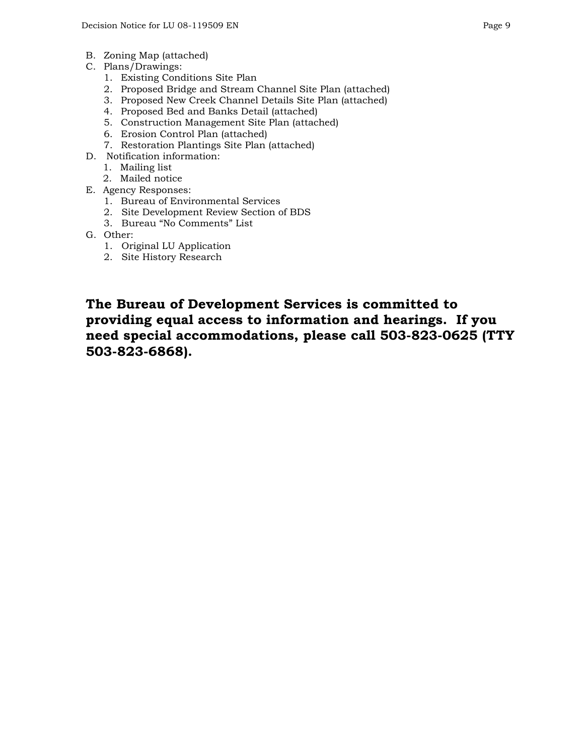B. Zoning Map (attached)

C. Plans/Drawings:
   1. Existing Conditions Site Plan
   2. Proposed Bridge and Stream Channel Site Plan (attached)
   3. Proposed New Creek Channel Details Site Plan (attached)
   4. Proposed Bed and Banks Detail (attached)
   5. Construction Management Site Plan (attached)
   6. Erosion Control Plan (attached)
   7. Restoration Plantings Site Plan (attached)

D. Notification information:
   1. Mailing list
   2. Mailed notice

E. Agency Responses:
   1. Bureau of Environmental Services
   2. Site Development Review Section of BDS
   3. Bureau "No Comments" List

G. Other:
   1. Original LU Application
   2. Site History Research

**The Bureau of Development Services is committed to providing equal access to information and hearings. If you need special accommodations, please call 503-823-0625 (TTY 503-823-6868).**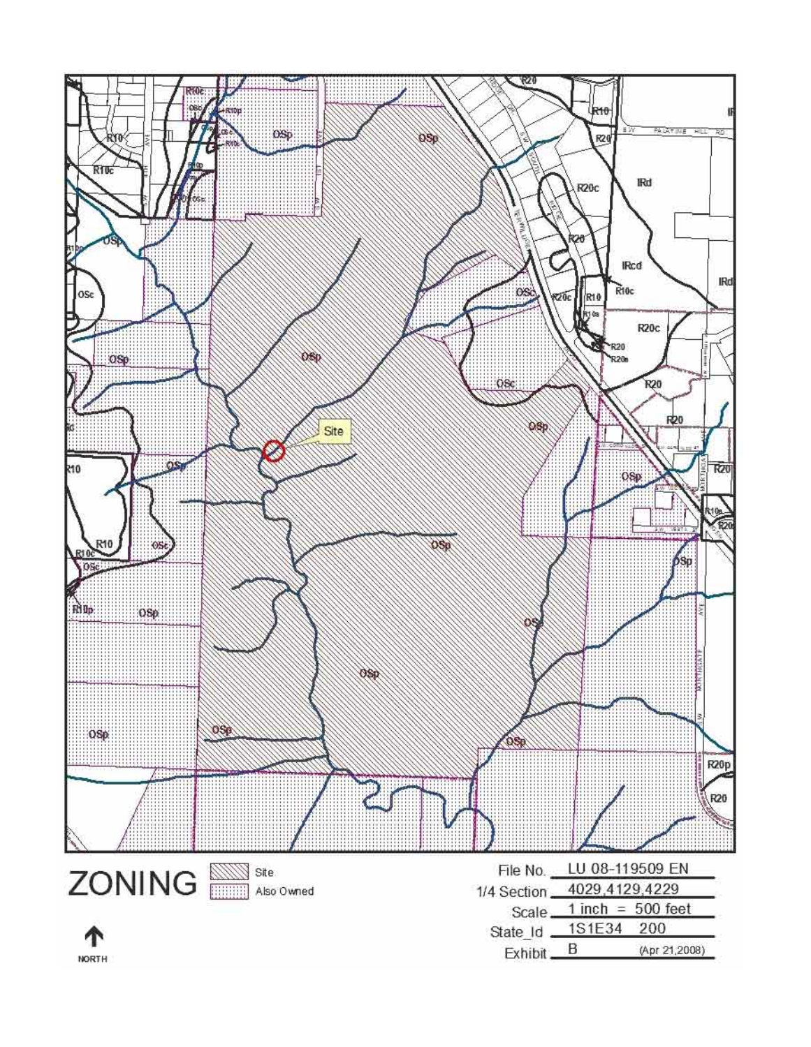# ZONING

Site

Also Owned

NORTH

| | |
|---|---|
| File No. | LU 08-119509 EN |
| 1/4 Section | 4029,4129,4229 |
| Scale | 1 inch = 500 feet |
| State_Id | 1S1E34 200 |
| Exhibit | B (Apr 21,2008) |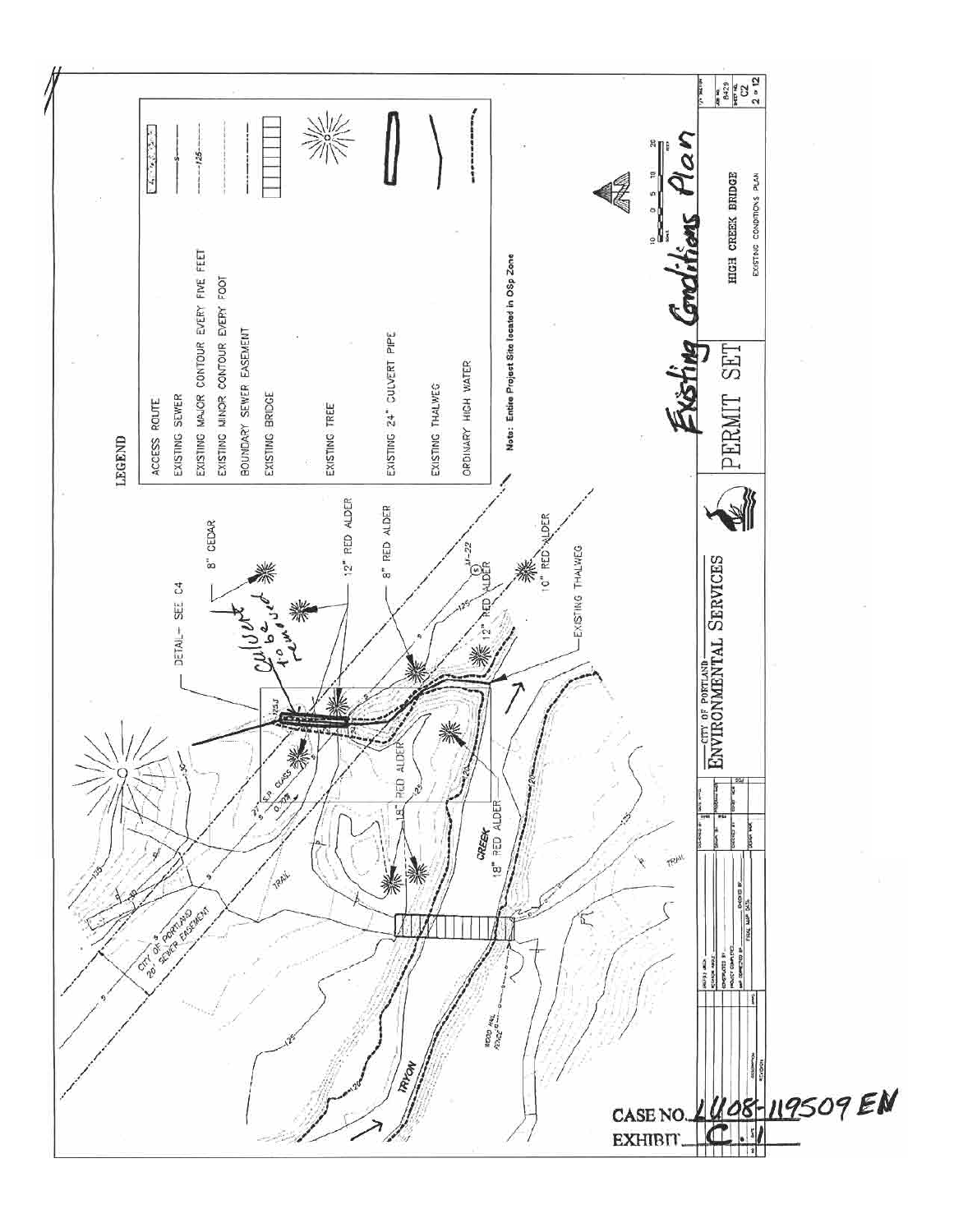## LEGEND

| | |
|---|---|
| ACCESS ROUTE | |
| EXISTING SEWER | ——S—— |
| EXISTING MAJOR CONTOUR EVERY FIVE FEET | ——125—— |
| EXISTING MINOR CONTOUR EVERY FOOT | |
| BOUNDARY SEWER EASEMENT | |
| EXISTING BRIDGE | |
| EXISTING TREE | |
| EXISTING 24" CULVERT PIPE | |
| EXISTING THALWEG | |
| ORDINARY HIGH WATER | |

Note: Entire Project Site located in OSp Zone

DETAIL– SEE C4

Culvert to be removed

8" CEDAR

12" RED ALDER

8" RED ALDER

12" RED ALDER

10" RED ALDER

MH-22

EXISTING THALWEG

15" RED ALDER

18" RED ALDER

27" S.P. CLASS 5 @ 0.70%

CITY OF PORTLAND 20' SEWER EASEMENT

TRAIL

CREEK

TRYON

WOOD RAIL FENCE

CITY OF PORTLAND
ENVIRONMENTAL SERVICES

PERMIT SET

Existing Conditions Plan

HIGH CREEK BRIDGE
EXISTING CONDITIONS PLAN

C2
2 of 12

CASE NO. LU 08-119509 EN
EXHIBIT C.1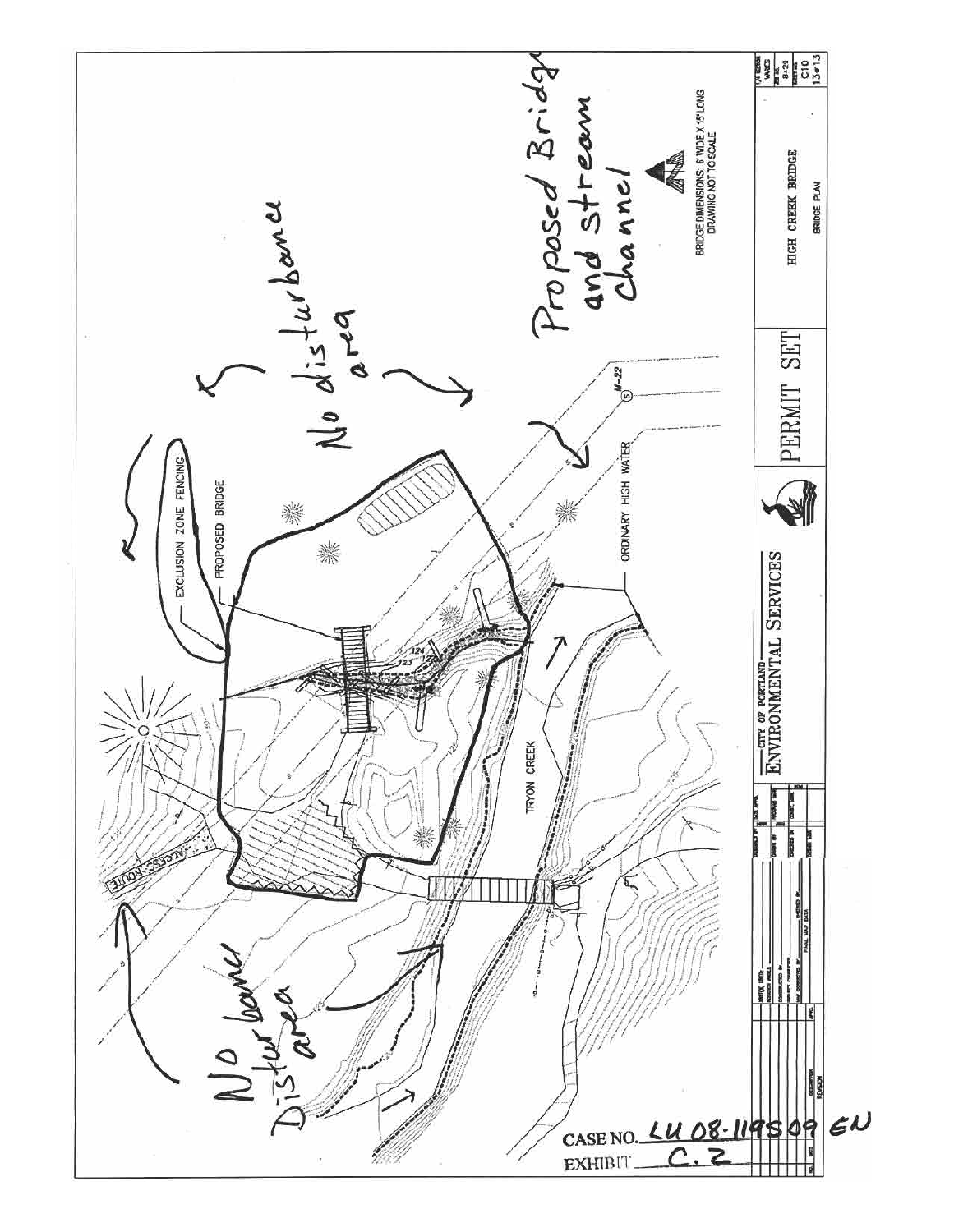No Disturbance area

ACCESS ROUTE

EXCLUSION ZONE FENCING

PROPOSED BRIDGE

No disturbance area

Proposed Bridge and stream channel

ORDINARY HIGH WATER

TRYON CREEK

BRIDGE DIMENSIONS: 6' WIDE X 15' LONG
DRAWING NOT TO SCALE

CITY OF PORTLAND
ENVIRONMENTAL SERVICES

PERMIT SET

HIGH CREEK BRIDGE

BRIDGE PLAN

C10

13 of 13

CASE NO. LU 08-119509 EN

EXHIBIT C.2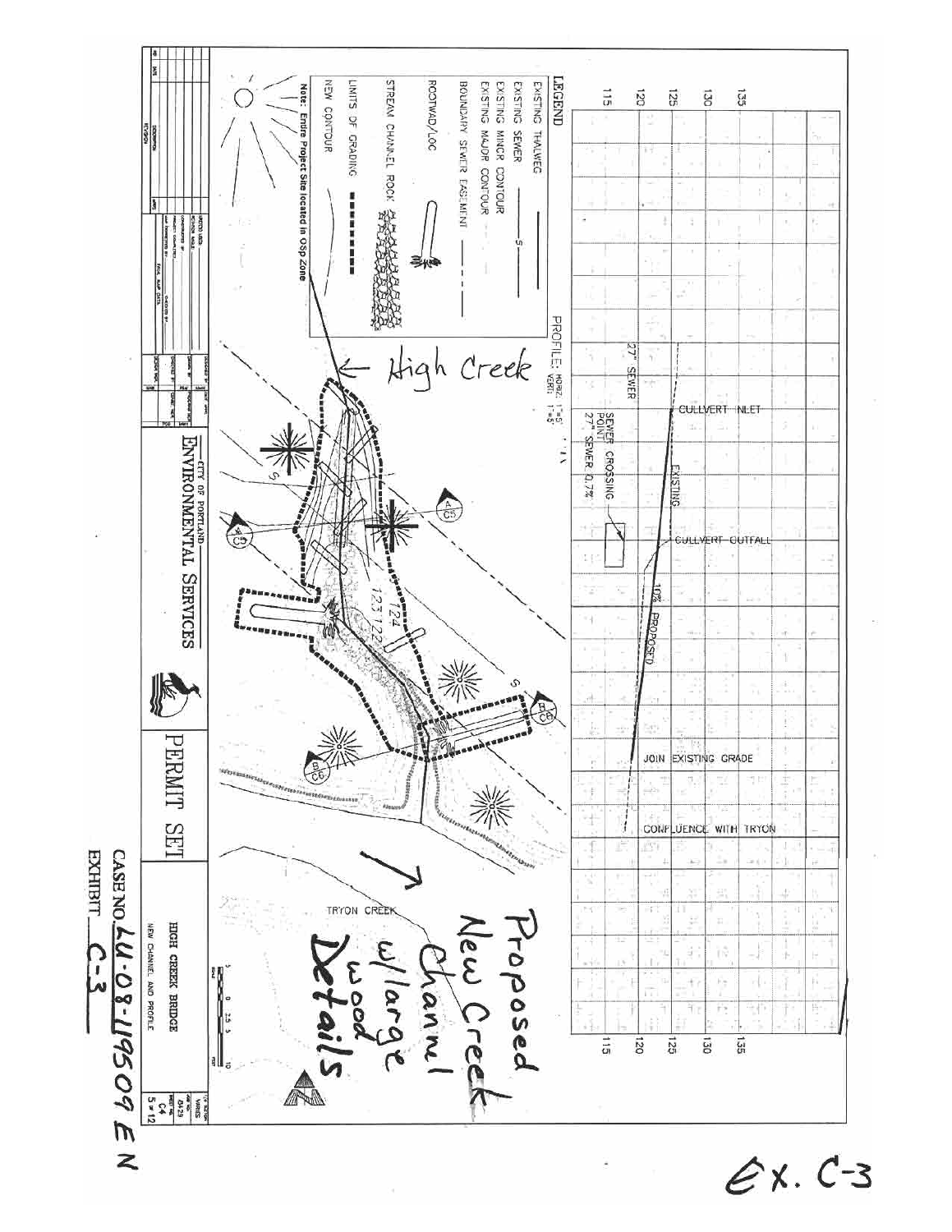# HIGH CREEK BRIDGE

NEW CHANNEL AND PROFILE

CITY OF PORTLAND ENVIRONMENTAL SERVICES

PERMIT SET

**LEGEND**

- EXISTING THALWEG
- EXISTING SEWER
- EXISTING MINOR CONTOUR
- EXISTING MAJOR CONTOUR
- BOUNDARY SEWER EASEMENT
- ROOTWAD/LOG
- STREAM CHANNEL ROCK
- LIMITS OF GRADING
- NEW CONTOUR

Note: Entire Project Site located in OSp Zone

PROFILE: HORZ: 1"=5' VERT: 1"=5'

27" SEWER

SEWER CROSSING POINT 27" SEWER 0.7%

CULLVERT INLET

EXISTING

CULLVERT OUTFALL

10% PROPOSED

JOIN EXISTING GRADE

CONFLUENCE WITH TRYON

115 120 125 130 135

High Creek

TRYON CREEK

Proposed New Creek Channl w/large wood Details

CASE NO. LU-08-119509 EN

EXHIBIT C-3

Ex. C-3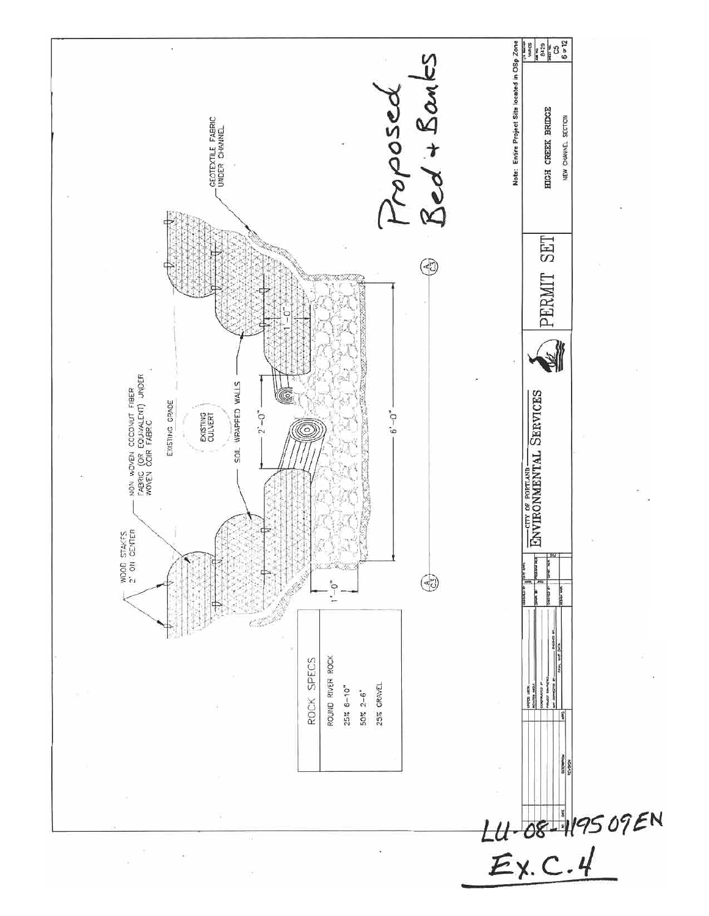Proposed Bed + Banks

WOOD STAKES 2' ON CENTER

NON WOVEN COCONUT FIBER FABRIC (OR EQUIVALENT) UNDER WOVEN COIR FABRIC

EXISTING GRADE

EXISTING CULVERT

SOIL WRAPPED WALLS

GEOTEXTILE FABRIC UNDER CHANNEL

1'-0"

2'-0"

1'-0"

6'-0"

A C3

## ROCK SPECS

ROUND RIVER ROCK

25% 6-10"

50% 2-6"

25% GRAVEL

Note: Entire Project Site located in OSp Zone

CITY OF PORTLAND ENVIRONMENTAL SERVICES

PERMIT SET

HIGH CREEK BRIDGE

NEW CHANNEL SECTION

8429

C5

6 of 12

LU-08-119509EN

Ex. C.4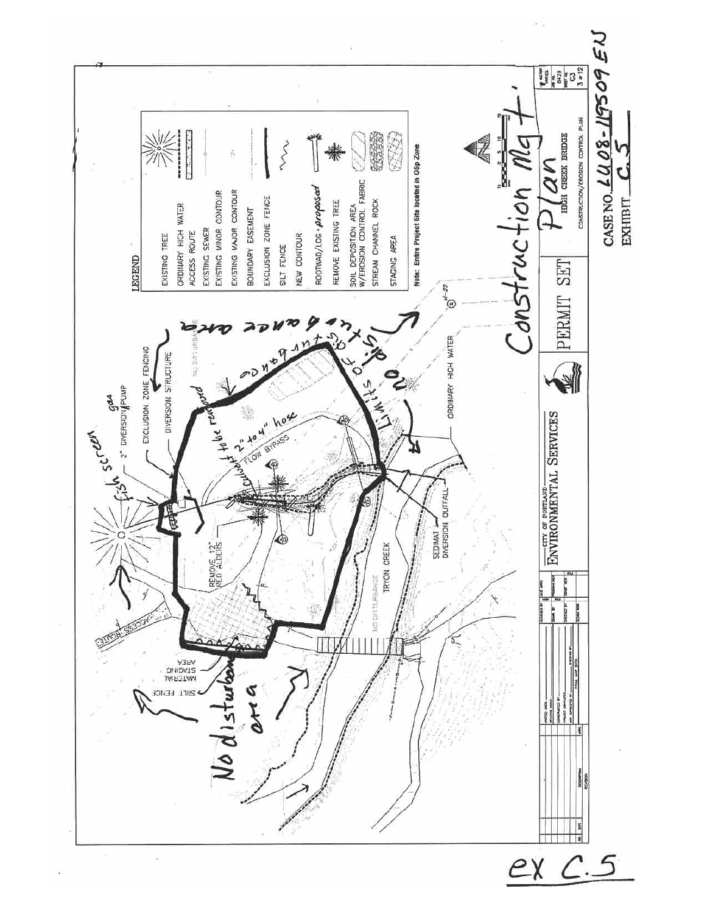Construction Mgt Plan

LEGEND

| | |
|---|---|
| EXISTING TREE | |
| ORDINARY HIGH WATER | |
| ACCESS ROUTE | |
| EXISTING SEWER | |
| EXISTING MINOR CONTOUR | |
| EXISTING MAJOR CONTOUR | |
| BOUNDARY EASEMENT | |
| EXCLUSION ZONE FENCE | |
| SILT FENCE | |
| NEW CONTOUR | |
| ROOTWAD/LOG - proposed | |
| REMOVE EXISTING TREE | |
| SOIL DEPOSITION AREA W/EROSION CONTROL FABRIC | |
| STREAM CHANNEL ROCK | |
| STAGING AREA | |

Note: Entire Project Site located in OSp Zone

fish screen

2" DIVERSION gas PUMP

EXCLUSION ZONE FENCING

DIVERSION STRUCTURE

Culvert to be removed

2" to 4" hose

FLOW BYPASS

REMOVE 12" RED ALDERS

ACCESS ROUTE

MATERIAL STAGING AREA

SILT FENCE

No disturbance area

NO DISTURBANCE

TRYON CREEK

SEDIMAT DIVERSION OUTFALL

ORDINARY HIGH WATER

Limits of disturbance area

no disturbance area

CITY OF PORTLAND ENVIRONMENTAL SERVICES

PERMIT SET

HIGH CREEK BRIDGE

CONSTRUCTION/EROSION CONTROL PLAN

C3

3 of 12

CASE NO. LU08-119509 EN

EXHIBIT C.5

ex C.5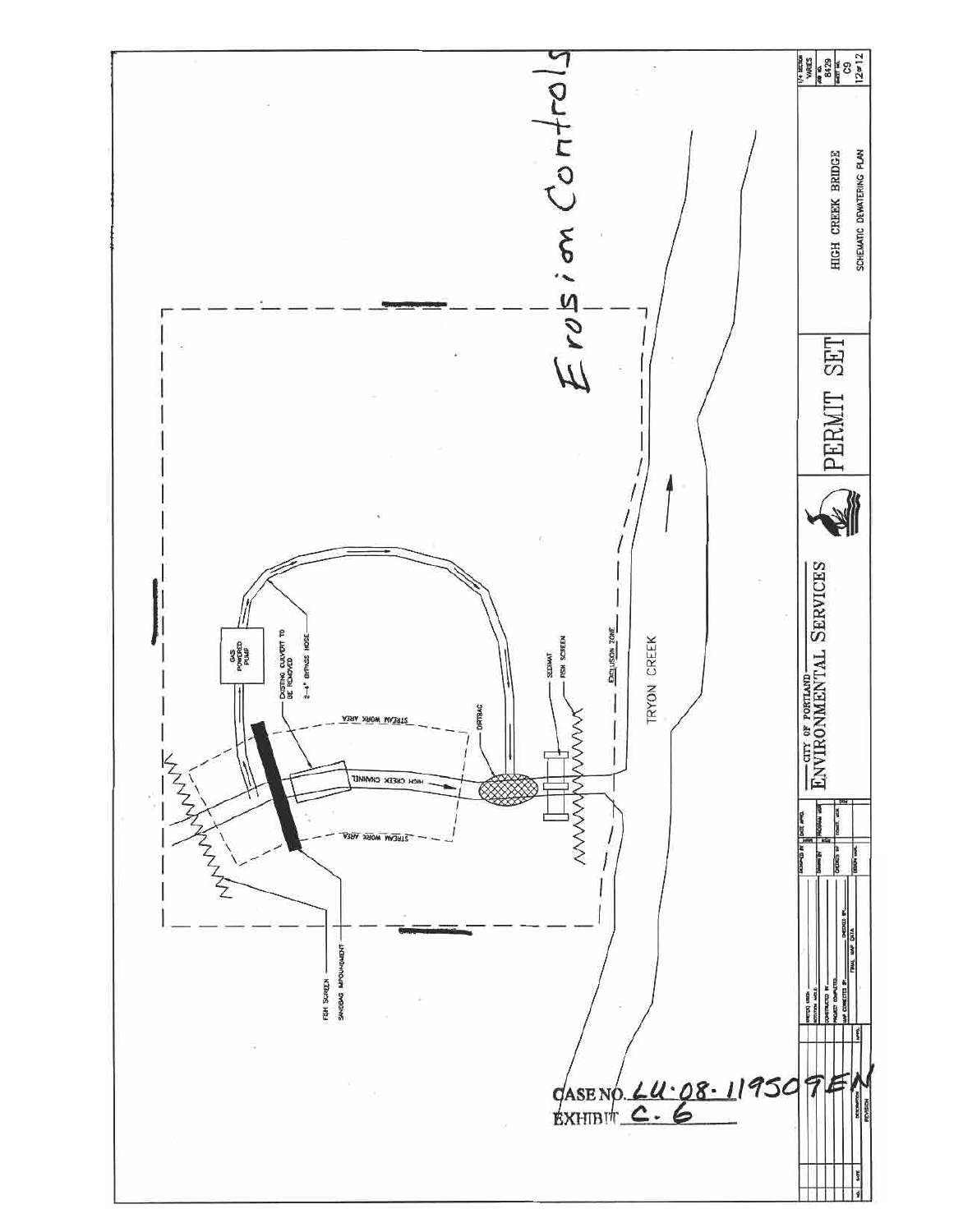Erosion Controls

GAS POWERED PUMP

EXISTING CULVERT TO BE REMOVED

2-4" BYPASS HOSE

STREAM WORK AREA

HIGH CREEK CHANNEL

DIRTBAG

SEDIMAT

FISH SCREEN

EXCLUSION ZONE

TRYON CREEK

FISH SCREEN

SANDBAG IMPOUNDMENT

CASE NO. LU-08-119509EN
EXHIBIT C-6

CITY OF PORTLAND
ENVIRONMENTAL SERVICES

PERMIT SET

HIGH CREEK BRIDGE
SCHEMATIC DEWATERING PLAN

1/4 SECTION VARIES
B629
C9
12 of 12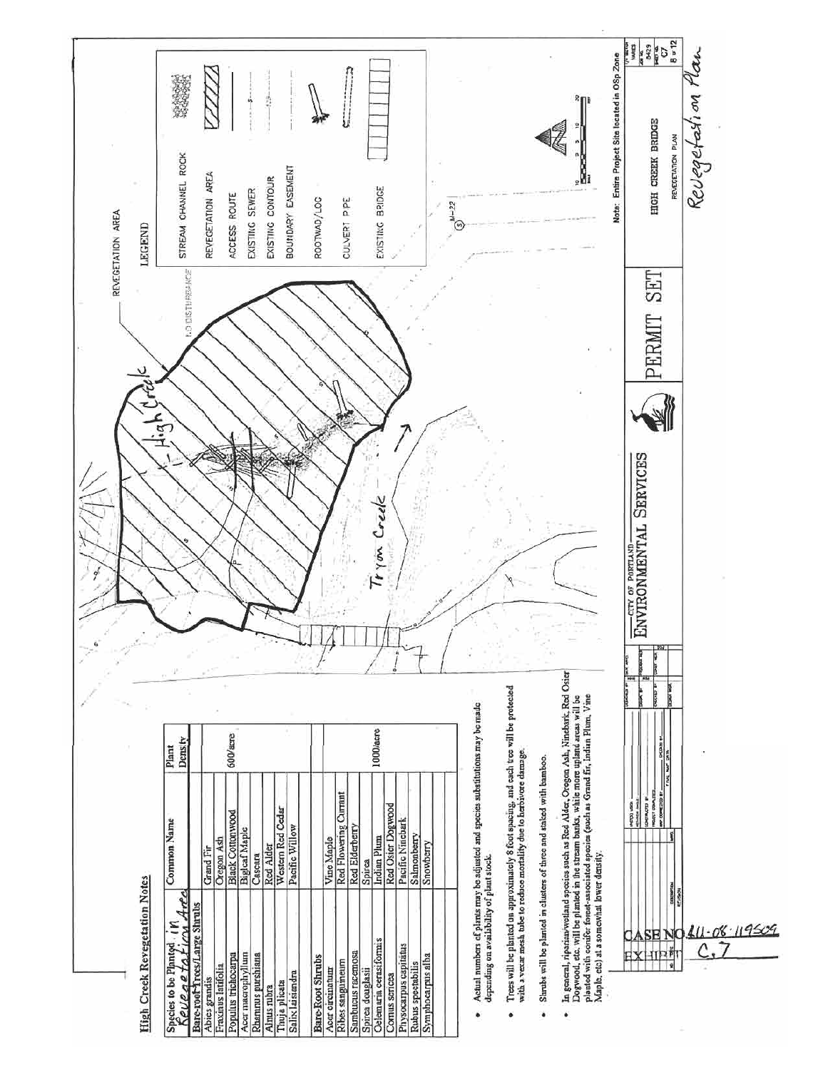## High Creek Revegetation Notes

| Species to be Planted in Revegetation Area | Common Name | Plant Density |
|---|---|---|
| **Bare-root Trees/Large Shrubs** | | |
| Abies grandis | Grand Fir | 600/acre |
| Fraxinus latifolia | Oregon Ash | |
| Populus trichocarpa | Black Cottonwood | |
| Acer macrophyllum | Bigleaf Maple | |
| Rhamnus purshiana | Cascara | |
| Alnus rubra | Red Alder | |
| Thuja plicata | Western Red Cedar | |
| Salix lasiandra | Pacific Willow | |
| **Bare-Root Shrubs** | | |
| Acer circinatum | Vine Maple | 1000/acre |
| Ribes sanguineum | Red Flowering Currant | |
| Sambucus racemosa | Red Elderberry | |
| Spirea douglasii | Spirea | |
| Oelemaria cerasiformis | Indian Plum | |
| Cornus sericea | Red Osier Dogwood | |
| Physocarpus capitatus | Pacific Ninebark | |
| Rubus spectabilis | Salmonberry | |
| Symphocarpus alba | Snowberry | |

- Actual numbers of plants may be adjusted and species substitutions may be made depending on availability of plant stock.
- Trees will be planted on approximately 8 foot spacing, and each tree will be protected with a vexar mesh tube to reduce mortality due to herbivore damage.
- Shrubs will be planted in clusters of three and staked with bamboo.
- In general, riparian/wetland species such as Red Alder, Oregon Ash, Ninebark, Red Osier Dogwood, etc. will be planted in the stream banks, while more upland areas will be planted with conifer forest-associated species (such as Grand fir, Indian Plum, Vine Maple, etc) at a somewhat lower density.

High Creek

Tryon Creek

REVEGETATION AREA

NO DISTURBANCE

LEGEND

STREAM CHANNEL ROCK

REVEGETATION AREA

ACCESS ROUTE

EXISTING SEWER

EXISTING CONTOUR

BOUNDARY EASEMENT

ROOTWAD/LOG

CULVERT PIPE

EXISTING BRIDGE

Note: Entire Project Site located in OSp Zone

CITY OF PORTLAND ENVIRONMENTAL SERVICES

PERMIT SET

HIGH CREEK BRIDGE

REVEGETATION PLAN

C7

8 of 12

Revegetation Plan

CASE NO LU-08-119509

EXHIBIT C.7